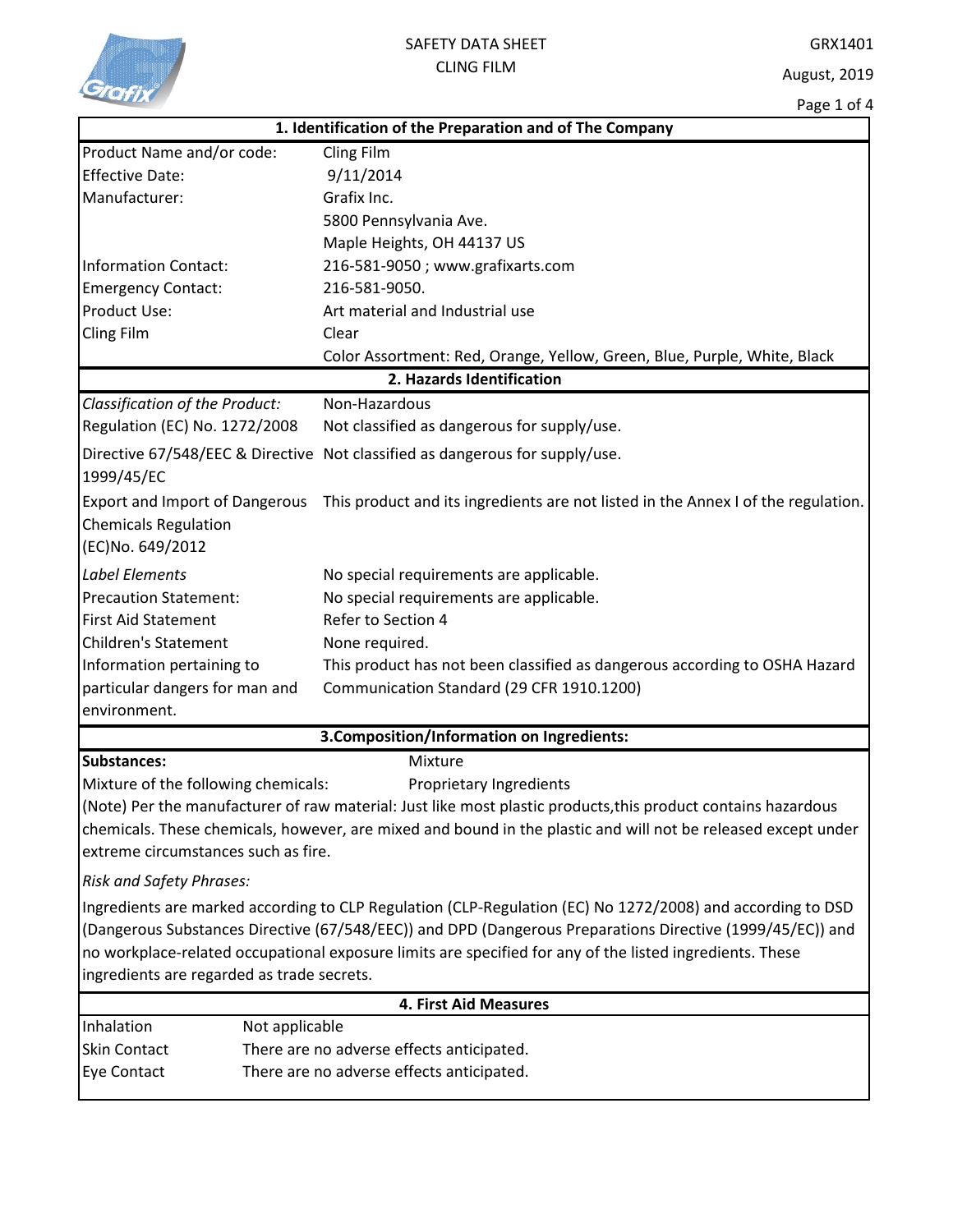# SAFETY DATA SHEET

## CLING FILM

GRX1401

August, 2019

## 1. Identification of the Preparation and of The Company

| | |
|---|---|
| Product Name and/or code: | Cling Film |
| Effective Date: | 9/11/2014 |
| Manufacturer: | Grafix Inc. |
| | 5800 Pennsylvania Ave. |
| | Maple Heights, OH 44137 US |
| Information Contact: | 216-581-9050 ; www.grafixarts.com |
| Emergency Contact: | 216-581-9050. |
| Product Use: | Art material and Industrial use |
| Cling Film | Clear |
| | Color Assortment: Red, Orange, Yellow, Green, Blue, Purple, White, Black |

## 2. Hazards Identification

| | |
|---|---|
| *Classification of the Product:* | Non-Hazardous |
| Regulation (EC) No. 1272/2008 | Not classified as dangerous for supply/use. |
| Directive 67/548/EEC & Directive 1999/45/EC | Not classified as dangerous for supply/use. |
| Export and Import of Dangerous Chemicals Regulation (EC)No. 649/2012 | This product and its ingredients are not listed in the Annex I of the regulation. |
| *Label Elements* | No special requirements are applicable. |
| Precaution Statement: | No special requirements are applicable. |
| First Aid Statement | Refer to Section 4 |
| Children's Statement | None required. |
| Information pertaining to particular dangers for man and environment. | This product has not been classified as dangerous according to OSHA Hazard Communication Standard (29 CFR 1910.1200) |

## 3.Composition/Information on Ingredients:

**Substances:** Mixture

Mixture of the following chemicals: Proprietary Ingredients

(Note) Per the manufacturer of raw material: Just like most plastic products,this product contains hazardous chemicals. These chemicals, however, are mixed and bound in the plastic and will not be released except under extreme circumstances such as fire.

*Risk and Safety Phrases:*

Ingredients are marked according to CLP Regulation (CLP-Regulation (EC) No 1272/2008) and according to DSD (Dangerous Substances Directive (67/548/EEC)) and DPD (Dangerous Preparations Directive (1999/45/EC)) and no workplace-related occupational exposure limits are specified for any of the listed ingredients. These ingredients are regarded as trade secrets.

## 4. First Aid Measures

| | |
|---|---|
| Inhalation | Not applicable |
| Skin Contact | There are no adverse effects anticipated. |
| Eye Contact | There are no adverse effects anticipated. |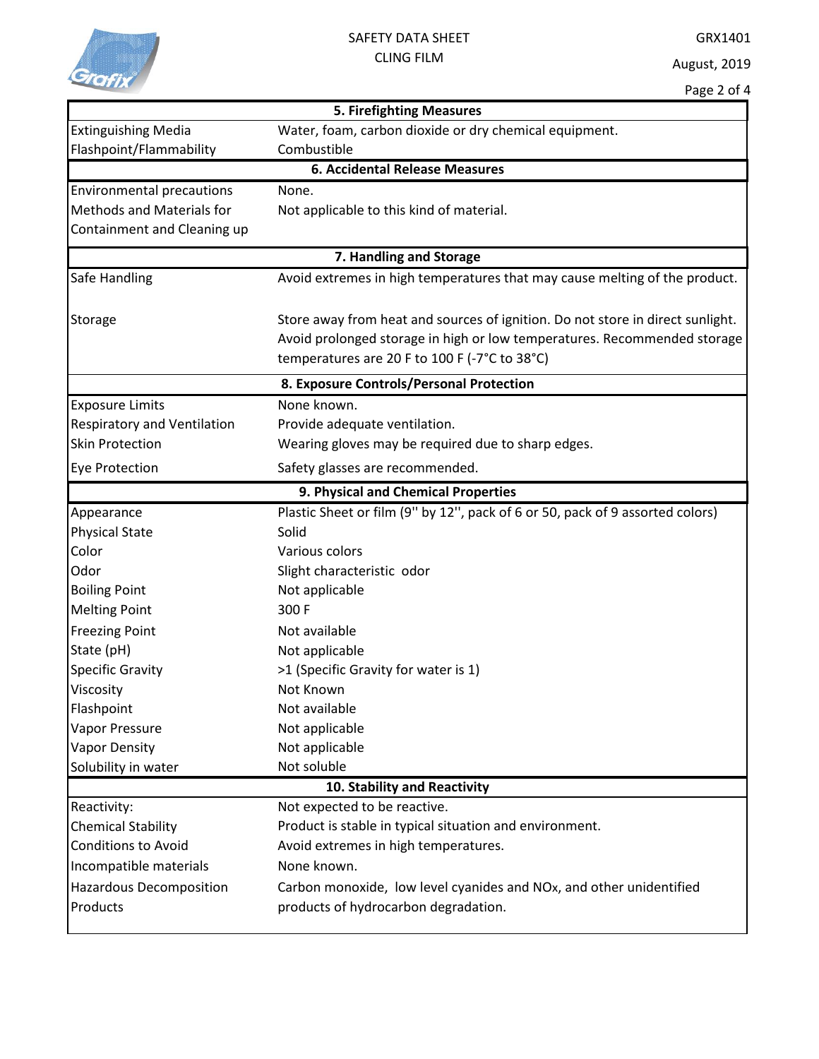## 5. Firefighting Measures

| | |
|---|---|
| Extinguishing Media | Water, foam, carbon dioxide or dry chemical equipment. |
| Flashpoint/Flammability | Combustible |

## 6. Accidental Release Measures

| | |
|---|---|
| Environmental precautions | None. |
| Methods and Materials for Containment and Cleaning up | Not applicable to this kind of material. |

## 7. Handling and Storage

| | |
|---|---|
| Safe Handling | Avoid extremes in high temperatures that may cause melting of the product. |
| Storage | Store away from heat and sources of ignition. Do not store in direct sunlight. Avoid prolonged storage in high or low temperatures. Recommended storage temperatures are 20 F to 100 F (-7°C to 38°C) |

## 8. Exposure Controls/Personal Protection

| | |
|---|---|
| Exposure Limits | None known. |
| Respiratory and Ventilation | Provide adequate ventilation. |
| Skin Protection | Wearing gloves may be required due to sharp edges. |
| Eye Protection | Safety glasses are recommended. |

## 9. Physical and Chemical Properties

| | |
|---|---|
| Appearance | Plastic Sheet or film (9'' by 12'', pack of 6 or 50, pack of 9 assorted colors) |
| Physical State | Solid |
| Color | Various colors |
| Odor | Slight characteristic odor |
| Boiling Point | Not applicable |
| Melting Point | 300 F |
| Freezing Point | Not available |
| State (pH) | Not applicable |
| Specific Gravity | >1 (Specific Gravity for water is 1) |
| Viscosity | Not Known |
| Flashpoint | Not available |
| Vapor Pressure | Not applicable |
| Vapor Density | Not applicable |
| Solubility in water | Not soluble |

## 10. Stability and Reactivity

| | |
|---|---|
| Reactivity: | Not expected to be reactive. |
| Chemical Stability | Product is stable in typical situation and environment. |
| Conditions to Avoid | Avoid extremes in high temperatures. |
| Incompatible materials | None known. |
| Hazardous Decomposition Products | Carbon monoxide, low level cyanides and $NO_x$, and other unidentified products of hydrocarbon degradation. |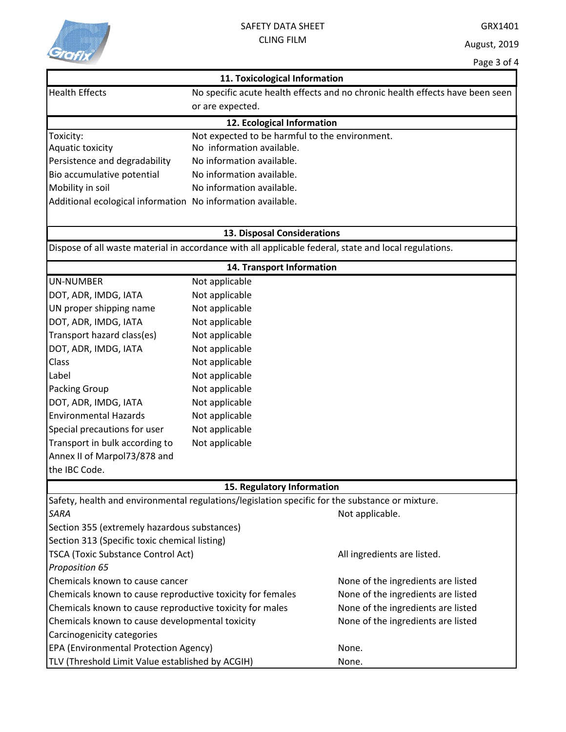## 11. Toxicological Information

| | |
|---|---|
| Health Effects | No specific acute health effects and no chronic health effects have been seen or are expected. |

## 12. Ecological Information

| | |
|---|---|
| Toxicity: | Not expected to be harmful to the environment. |
| Aquatic toxicity | No information available. |
| Persistence and degradability | No information available. |
| Bio accumulative potential | No information available. |
| Mobility in soil | No information available. |
| Additional ecological information | No information available. |

## 13. Disposal Considerations

Dispose of all waste material in accordance with all applicable federal, state and local regulations.

## 14. Transport Information

| | |
|---|---|
| UN-NUMBER | Not applicable |
| DOT, ADR, IMDG, IATA | Not applicable |
| UN proper shipping name | Not applicable |
| DOT, ADR, IMDG, IATA | Not applicable |
| Transport hazard class(es) | Not applicable |
| DOT, ADR, IMDG, IATA | Not applicable |
| Class | Not applicable |
| Label | Not applicable |
| Packing Group | Not applicable |
| DOT, ADR, IMDG, IATA | Not applicable |
| Environmental Hazards | Not applicable |
| Special precautions for user | Not applicable |
| Transport in bulk according to Annex II of Marpol73/878 and the IBC Code. | Not applicable |

## 15. Regulatory Information

Safety, health and environmental regulations/legislation specific for the substance or mixture.

| | |
|---|---|
| *SARA* | Not applicable. |
| Section 355 (extremely hazardous substances) | |
| Section 313 (Specific toxic chemical listing) | |
| TSCA (Toxic Substance Control Act) | All ingredients are listed. |
| *Proposition 65* | |
| Chemicals known to cause cancer | None of the ingredients are listed |
| Chemicals known to cause reproductive toxicity for females | None of the ingredients are listed |
| Chemicals known to cause reproductive toxicity for males | None of the ingredients are listed |
| Chemicals known to cause developmental toxicity | None of the ingredients are listed |
| Carcinogenicity categories | |
| EPA (Environmental Protection Agency) | None. |
| TLV (Threshold Limit Value established by ACGIH) | None. |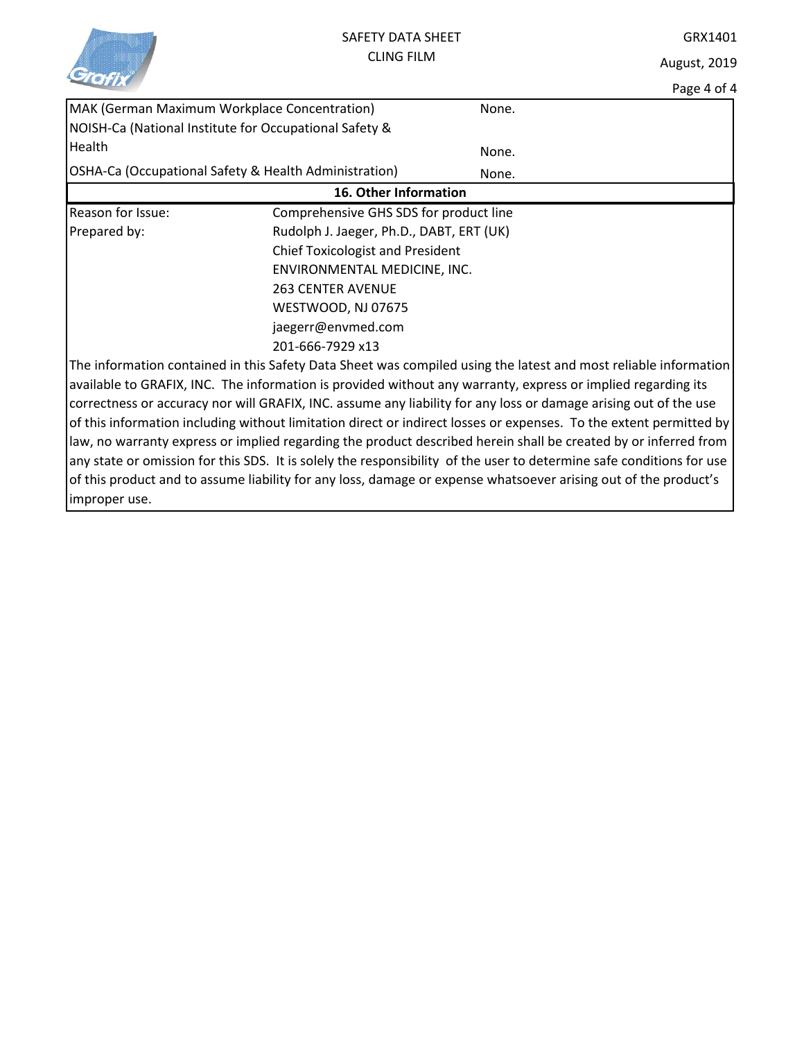| | |
|---|---|
| MAK (German Maximum Workplace Concentration) | None. |
| NOISH-Ca (National Institute for Occupational Safety & Health | None. |
| OSHA-Ca (Occupational Safety & Health Administration) | None. |

## 16. Other Information

| | |
|---|---|
| Reason for Issue: | Comprehensive GHS SDS for product line |
| Prepared by: | Rudolph J. Jaeger, Ph.D., DABT, ERT (UK)<br>Chief Toxicologist and President<br>ENVIRONMENTAL MEDICINE, INC.<br>263 CENTER AVENUE<br>WESTWOOD, NJ 07675<br>jaegerr@envmed.com<br>201-666-7929 x13 |

The information contained in this Safety Data Sheet was compiled using the latest and most reliable information available to GRAFIX, INC. The information is provided without any warranty, express or implied regarding its correctness or accuracy nor will GRAFIX, INC. assume any liability for any loss or damage arising out of the use of this information including without limitation direct or indirect losses or expenses. To the extent permitted by law, no warranty express or implied regarding the product described herein shall be created by or inferred from any state or omission for this SDS. It is solely the responsibility of the user to determine safe conditions for use of this product and to assume liability for any loss, damage or expense whatsoever arising out of the product's improper use.